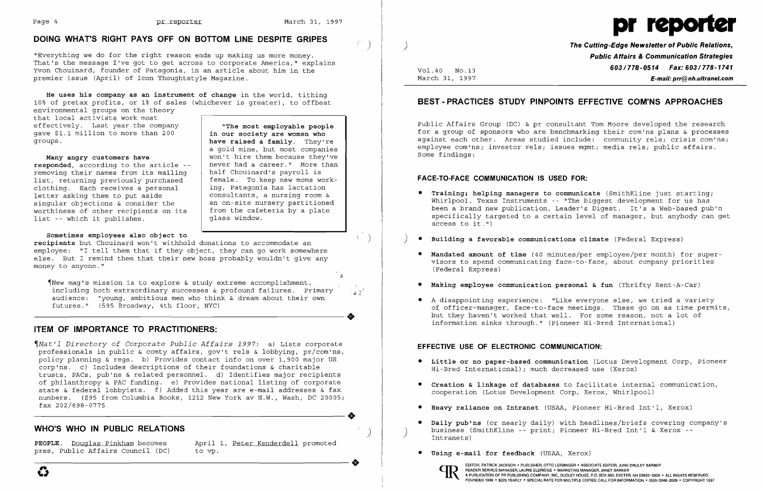## DOING WHAT'S RIGHT PAYS OFF ON BOTTOM LINE DESPITE GRIPES

"Everything we do for the right reason ends up making us more money. That's the message I've got to get across to corporate America," explains Yvon Chouinard, founder of Patagonia, in an article about him in the premier issue (April) of Icon Thoughtstyle Magazine.

**He uses his company as an instrument of change** in the world, tithing 10% of pretax profits, or 1% of sales (whichever is greater), to offbeat environmental groups on the theory that local activists work most effectively. Last year the company gave $1.1 million to more than 200 groups.

**Many angry customers have responded**, according to the article -- removing their names from its mailing list, returning previously purchased clothing. Each receives a personal letter asking them to put aside singular objections & consider the worthiness of other recipients on its list -- which it publishes.

> **"The most employable people in our society are women who have raised a family.** They're a gold mine, but most companies won't hire them because they've never had a career." More than half Chouinard's payroll is female. To keep new moms working, Patagonia has lactation consultants, a nursing room & an on-site nursery partitioned from the cafeteria by a plate glass window.

**Sometimes employees also object to recipients** but Chouinard won't withhold donations to accommodate an employee: "I tell them that if they object, they can go work somewhere else. But I remind them that their new boss probably wouldn't give any money to anyone."

¶New mag's mission is to explore & study extreme accomplishment, including both extraordinary successes & profound failures. Primary audience: "young, ambitious men who think & dream about their own futures." (595 Broadway, 4th floor, NYC)

## ITEM OF IMPORTANCE TO PRACTITIONERS:

¶*Nat'l Directory of Corporate Public Affairs 1997*: a) Lists corporate professionals in public & comty affairs, gov't rels & lobbying, pr/com'ns, policy planning & regs. b) Provides contact info on over 1,900 major US corp'ns. c) Includes descriptions of their foundations & charitable trusts, PACs, pub'ns & related personnel. d) Identifies major recipients of philanthropy & PAC funding. e) Provides national listing of corporate state & federal lobbyists. f) Added this year are e-mail addresses & fax numbers. ($95 from Columbia Books, 1212 New York av N.W., Wash, DC 20005; fax 202/898-0775

## WHO'S WHO IN PUBLIC RELATIONS

**PEOPLE.** Douglas Pinkham becomes pres, Public Affairs Council (DC) April 1, Peter Kenderdell promoted to vp.

# pr reporter

**The Cutting-Edge Newsletter of Public Relations, Public Affairs & Communication Strategies**

603/778-0514 Fax: 603/778-1741
E-mail: prr@nh.ultranet.com

Vol.40 No.13
March 31, 1997

## BEST-PRACTICES STUDY PINPOINTS EFFECTIVE COM'NS APPROACHES

Public Affairs Group (DC) & pr consultant Tom Moore developed the research for a group of sponsors who are benchmarking their com'ns plans & processes against each other. Areas studied include: community rels; crisis com'ns; employee com'ns; investor rels; issues mgmt; media rels; public affairs. Some findings:

### FACE-TO-FACE COMMUNICATION IS USED FOR:

- **Training; helping managers to communicate** (SmithKline just starting; Whirlpool, Texas Instruments -- "The biggest development for us has been a brand new publication, Leader's Digest. It's a Web-based pub'n specifically targeted to a certain level of manager, but anybody can get access to it.")
- **Building a favorable communications climate** (Federal Express)
- **Mandated amount of time** (40 minutes/per employee/per month) for supervisors to spend communicating face-to-face, about company priorities (Federal Express)
- **Making employee communication personal & fun** (Thrifty Rent-A-Car)
- A disappointing experience: "Like everyone else, we tried a variety of officer-manager, face-to-face meetings. These go on as time permits, but they haven't worked that well. For some reason, not a lot of information sinks through." (Pioneer Hi-Bred International)

### EFFECTIVE USE OF ELECTRONIC COMMUNICATION:

- **Little or no paper-based communication** (Lotus Development Corp, Pioneer Hi-Bred International); much decreased use (Xerox)
- **Creation & linkage of databases** to facilitate internal communication, cooperation (Lotus Development Corp, Xerox, Whirlpool)
- **Heavy reliance on Intranet** (USAA, Pioneer Hi-Bred Int'l, Xerox)
- **Daily pub'ns** (or nearly daily) with headlines/briefs covering company's business (SmithKline -- print; Pioneer Hi-Bred Int'l & Xerox -- Intranets)
- **Using e-mail for feedback** (USAA, Xerox)

EDITOR, PATRICK JACKSON • PUBLISHER, OTTO LERBINGER • ASSOCIATE EDITOR, JUNE DRULEY BARBER
READER SERVICE MANAGER, LAURIE ELDRIDGE • MARKETING MANAGER, JANET BARKER
A PUBLICATION OF PR PUBLISHING COMPANY, INC., DUDLEY HOUSE, P.O. BOX 600, EXETER, NH 03833-0600 • ALL RIGHTS RESERVED
FOUNDED 1958 • $225 YEARLY • SPECIAL RATE FOR MULTIPLE COPIES: CALL FOR INFORMATION • ISSN 0048-2609 • COPYRIGHT 1997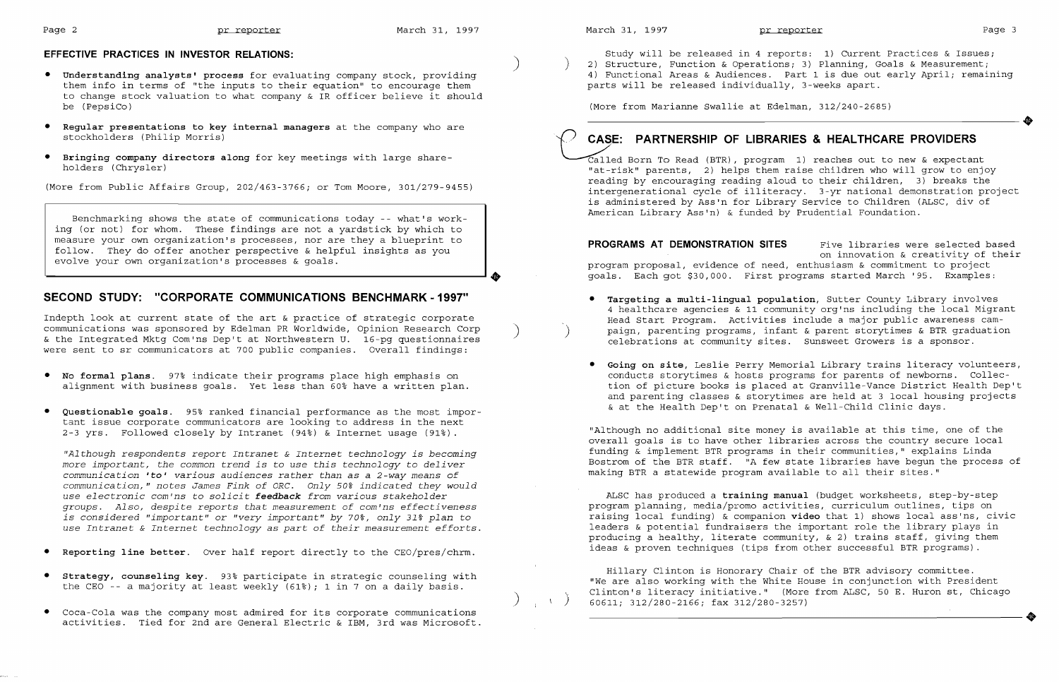## EFFECTIVE PRACTICES IN INVESTOR RELATIONS:

- **Understanding analysts' process** for evaluating company stock, providing them info in terms of "the inputs to their equation" to encourage them to change stock valuation to what company & IR officer believe it should be (PepsiCo)
- **Regular presentations to key internal managers** at the company who are stockholders (Philip Morris)
- **Bringing company directors along** for key meetings with large shareholders (Chrysler)

(More from Public Affairs Group, 202/463-3766; or Tom Moore, 301/279-9455)

> Benchmarking shows the state of communications today -- what's working (or not) for whom. These findings are not a yardstick by which to measure your own organization's processes, nor are they a blueprint to follow. They do offer another perspective & helpful insights as you evolve your own organization's processes & goals.

## SECOND STUDY: "CORPORATE COMMUNICATIONS BENCHMARK - 1997"

Indepth look at current state of the art & practice of strategic corporate communications was sponsored by Edelman PR Worldwide, Opinion Research Corp & the Integrated Mktg Com'ns Dep't at Northwestern U. 16-pg questionnaires were sent to sr communicators at 700 public companies. Overall findings:

- **No formal plans.** 97% indicate their programs place high emphasis on alignment with business goals. Yet less than 60% have a written plan.
- **Questionable goals.** 95% ranked financial performance as the most important issue corporate communicators are looking to address in the next 2-3 yrs. Followed closely by Intranet (94%) & Internet usage (91%).

  *"Although respondents report Intranet & Internet technology is becoming more important, the common trend is to use this technology to deliver communication 'to' various audiences rather than as a 2-way means of communication," notes James Fink of ORC. Only 50% indicated they would use electronic com'ns to solicit **feedback** from various stakeholder groups. Also, despite reports that measurement of com'ns effectiveness is considered "important" or "very important" by 70%, only 31% plan to use Intranet & Internet technology as part of their measurement efforts.*

- **Reporting line better.** Over half report directly to the CEO/pres/chrm.
- **Strategy, counseling key.** 93% participate in strategic counseling with the CEO -- a majority at least weekly (61%); 1 in 7 on a daily basis.
- Coca-Cola was the company most admired for its corporate communications activities. Tied for 2nd are General Electric & IBM, 3rd was Microsoft.

Study will be released in 4 reports: 1) Current Practices & Issues; 2) Structure, Function & Operations; 3) Planning, Goals & Measurement; 4) Functional Areas & Audiences. Part 1 is due out early April; remaining parts will be released individually, 3-weeks apart.

(More from Marianne Swallie at Edelman, 312/240-2685)

## CASE: PARTNERSHIP OF LIBRARIES & HEALTHCARE PROVIDERS

Called Born To Read (BTR), program 1) reaches out to new & expectant "at-risk" parents, 2) helps them raise children who will grow to enjoy reading by encouraging reading aloud to their children, 3) breaks the intergenerational cycle of illiteracy. 3-yr national demonstration project is administered by Ass'n for Library Service to Children (ALSC, div of American Library Ass'n) & funded by Prudential Foundation.

**PROGRAMS AT DEMONSTRATION SITES** Five libraries were selected based on innovation & creativity of their program proposal, evidence of need, enthusiasm & commitment to project goals. Each got $30,000. First programs started March '95. Examples:

- **Targeting a multi-lingual population**, Sutter County Library involves 4 healthcare agencies & 11 community org'ns including the local Migrant Head Start Program. Activities include a major public awareness campaign, parenting programs, infant & parent storytimes & BTR graduation celebrations at community sites. Sunsweet Growers is a sponsor.
- **Going on site**, Leslie Perry Memorial Library trains literacy volunteers, conducts storytimes & hosts programs for parents of newborns. Collection of picture books is placed at Granville-Vance District Health Dep't and parenting classes & storytimes are held at 3 local housing projects & at the Health Dep't on Prenatal & Well-Child Clinic days.

"Although no additional site money is available at this time, one of the overall goals is to have other libraries across the country secure local funding & implement BTR programs in their communities," explains Linda Bostrom of the BTR staff. "A few state libraries have begun the process of making BTR a statewide program available to all their sites."

ALSC has produced a **training manual** (budget worksheets, step-by-step program planning, media/promo activities, curriculum outlines, tips on raising local funding) & companion **video** that 1) shows local ass'ns, civic leaders & potential fundraisers the important role the library plays in producing a healthy, literate community, & 2) trains staff, giving them ideas & proven techniques (tips from other successful BTR programs).

Hillary Clinton is Honorary Chair of the BTR advisory committee. "We are also working with the White House in conjunction with President Clinton's literacy initiative." (More from ALSC, 50 E. Huron st, Chicago 60611; 312/280-2166; fax 312/280-3257)